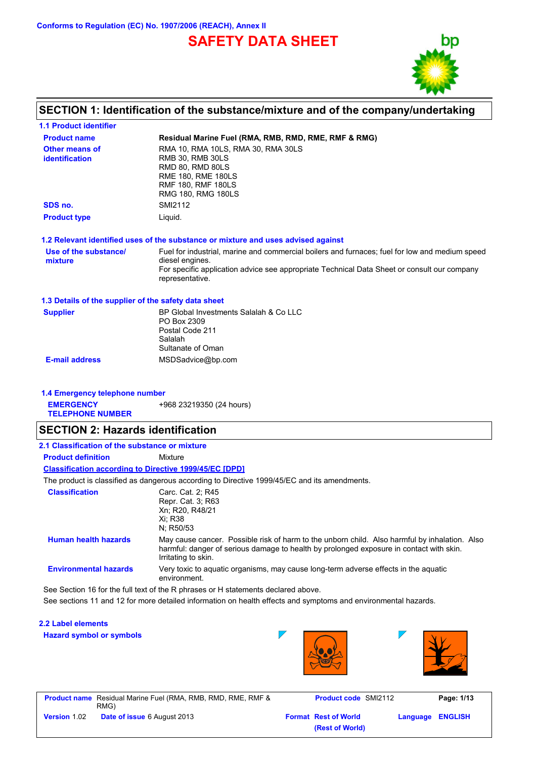Conforms to Regulation (EC) No. 1907/2006 (REACH), Annex II

# SAFETY DATA SHEET

## SECTION 1: Identification of the substance/mixture and of the company/undertaking

### 1.1 Product identifier

| | |
|---|---|
| **Product name** | **Residual Marine Fuel (RMA, RMB, RMD, RME, RMF & RMG)** |
| **Other means of identification** | RMA 10, RMA 10LS, RMA 30, RMA 30LS<br>RMB 30, RMB 30LS<br>RMD 80, RMD 80LS<br>RME 180, RME 180LS<br>RMF 180, RMF 180LS<br>RMG 180, RMG 180LS |
| **SDS no.** | SMI2112 |
| **Product type** | Liquid. |

### 1.2 Relevant identified uses of the substance or mixture and uses advised against

| | |
|---|---|
| **Use of the substance/ mixture** | Fuel for industrial, marine and commercial boilers and furnaces; fuel for low and medium speed diesel engines.<br>For specific application advice see appropriate Technical Data Sheet or consult our company representative. |

### 1.3 Details of the supplier of the safety data sheet

| | |
|---|---|
| **Supplier** | BP Global Investments Salalah & Co LLC<br>PO Box 2309<br>Postal Code 211<br>Salalah<br>Sultanate of Oman |
| **E-mail address** | MSDSadvice@bp.com |

### 1.4 Emergency telephone number

| | |
|---|---|
| **EMERGENCY TELEPHONE NUMBER** | +968 23219350 (24 hours) |

## SECTION 2: Hazards identification

### 2.1 Classification of the substance or mixture

**Product definition** Mixture

**Classification according to Directive 1999/45/EC [DPD]**

The product is classified as dangerous according to Directive 1999/45/EC and its amendments.

| | |
|---|---|
| **Classification** | Carc. Cat. 2; R45<br>Repr. Cat. 3; R63<br>Xn; R20, R48/21<br>Xi; R38<br>N; R50/53 |
| **Human health hazards** | May cause cancer. Possible risk of harm to the unborn child. Also harmful by inhalation. Also harmful: danger of serious damage to health by prolonged exposure in contact with skin. Irritating to skin. |
| **Environmental hazards** | Very toxic to aquatic organisms, may cause long-term adverse effects in the aquatic environment. |

See Section 16 for the full text of the R phrases or H statements declared above.

See sections 11 and 12 for more detailed information on health effects and symptoms and environmental hazards.

### 2.2 Label elements

**Hazard symbol or symbols**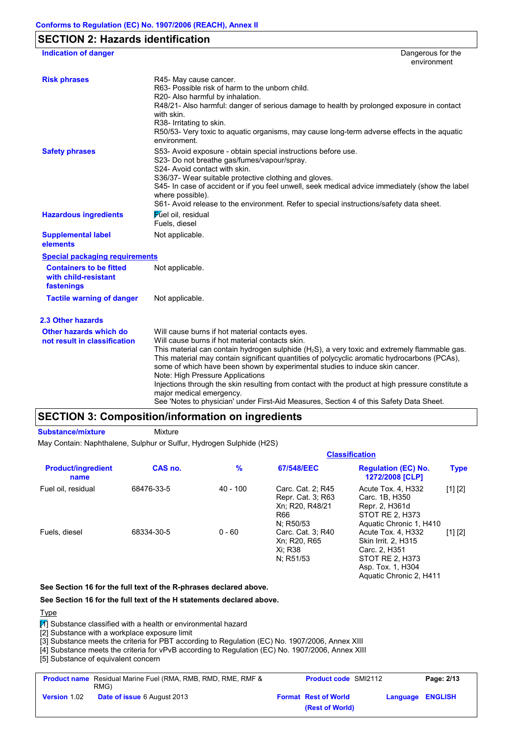Conforms to Regulation (EC) No. 1907/2006 (REACH), Annex II

## SECTION 2: Hazards identification

| | |
|---|---|
| **Indication of danger** | Dangerous for the environment |
| **Risk phrases** | R45- May cause cancer.<br>R63- Possible risk of harm to the unborn child.<br>R20- Also harmful by inhalation.<br>R48/21- Also harmful: danger of serious damage to health by prolonged exposure in contact with skin.<br>R38- Irritating to skin.<br>R50/53- Very toxic to aquatic organisms, may cause long-term adverse effects in the aquatic environment. |
| **Safety phrases** | S53- Avoid exposure - obtain special instructions before use.<br>S23- Do not breathe gas/fumes/vapour/spray.<br>S24- Avoid contact with skin.<br>S36/37- Wear suitable protective clothing and gloves.<br>S45- In case of accident or if you feel unwell, seek medical advice immediately (show the label where possible).<br>S61- Avoid release to the environment. Refer to special instructions/safety data sheet. |
| **Hazardous ingredients** | Fuel oil, residual<br>Fuels, diesel |
| **Supplemental label elements** | Not applicable. |

**Special packaging requirements**

| | |
|---|---|
| **Containers to be fitted with child-resistant fastenings** | Not applicable. |
| **Tactile warning of danger** | Not applicable. |

### 2.3 Other hazards

| | |
|---|---|
| **Other hazards which do not result in classification** | Will cause burns if hot material contacts eyes.<br>Will cause burns if hot material contacts skin.<br>This material can contain hydrogen sulphide ($H_2S$), a very toxic and extremely flammable gas.<br>This material may contain significant quantities of polycyclic aromatic hydrocarbons (PCAs), some of which have been shown by experimental studies to induce skin cancer.<br>Note: High Pressure Applications<br>Injections through the skin resulting from contact with the product at high pressure constitute a major medical emergency.<br>See 'Notes to physician' under First-Aid Measures, Section 4 of this Safety Data Sheet. |

## SECTION 3: Composition/information on ingredients

**Substance/mixture** Mixture

May Contain: Naphthalene, Sulphur or Sulfur, Hydrogen Sulphide (H2S)

| | | | Classification | | |
|---|---|---|---|---|---|
| **Product/ingredient name** | **CAS no.** | **%** | **67/548/EEC** | **Regulation (EC) No. 1272/2008 [CLP]** | **Type** |
| Fuel oil, residual | 68476-33-5 | 40 - 100 | Carc. Cat. 2; R45<br>Repr. Cat. 3; R63<br>Xn; R20, R48/21<br>R66<br>N; R50/53 | Acute Tox. 4, H332<br>Carc. 1B, H350<br>Repr. 2, H361d<br>STOT RE 2, H373<br>Aquatic Chronic 1, H410 | [1] [2] |
| Fuels, diesel | 68334-30-5 | 0 - 60 | Carc. Cat. 3; R40<br>Xn; R20, R65<br>Xi; R38<br>N; R51/53 | Acute Tox. 4, H332<br>Skin Irrit. 2, H315<br>Carc. 2, H351<br>STOT RE 2, H373<br>Asp. Tox. 1, H304<br>Aquatic Chronic 2, H411 | [1] [2] |

**See Section 16 for the full text of the R-phrases declared above.**

**See Section 16 for the full text of the H statements declared above.**

Type

[1] Substance classified with a health or environmental hazard
[2] Substance with a workplace exposure limit
[3] Substance meets the criteria for PBT according to Regulation (EC) No. 1907/2006, Annex XIII
[4] Substance meets the criteria for vPvB according to Regulation (EC) No. 1907/2006, Annex XIII
[5] Substance of equivalent concern

| | | | |
|---|---|---|---|
| **Product name** Residual Marine Fuel (RMA, RMB, RMD, RME, RMF & RMG) | | **Product code** SMI2112 | |
| **Version** 1.02 | **Date of issue** 6 August 2013 | **Format** Rest of World (Rest of World) | **Language** ENGLISH |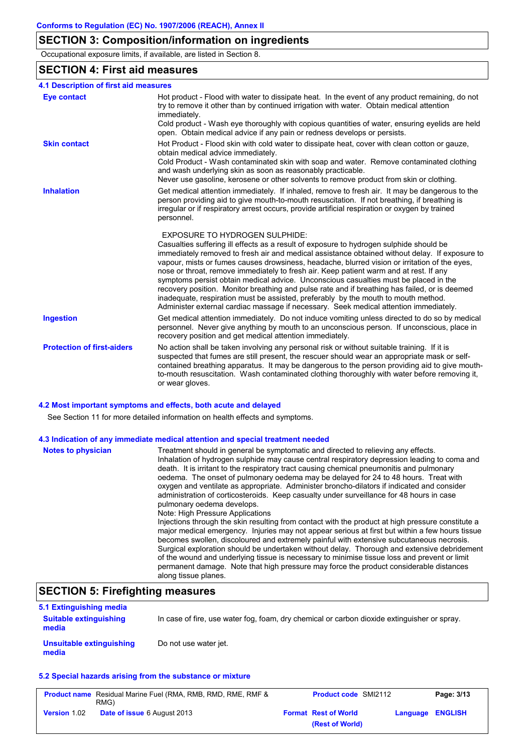Conforms to Regulation (EC) No. 1907/2006 (REACH), Annex II

## SECTION 3: Composition/information on ingredients

Occupational exposure limits, if available, are listed in Section 8.

## SECTION 4: First aid measures

### 4.1 Description of first aid measures

**Eye contact**

Hot product - Flood with water to dissipate heat. In the event of any product remaining, do not try to remove it other than by continued irrigation with water. Obtain medical attention immediately.
Cold product - Wash eye thoroughly with copious quantities of water, ensuring eyelids are held open. Obtain medical advice if any pain or redness develops or persists.

**Skin contact**

Hot Product - Flood skin with cold water to dissipate heat, cover with clean cotton or gauze, obtain medical advice immediately.
Cold Product - Wash contaminated skin with soap and water. Remove contaminated clothing and wash underlying skin as soon as reasonably practicable.
Never use gasoline, kerosene or other solvents to remove product from skin or clothing.

**Inhalation**

Get medical attention immediately. If inhaled, remove to fresh air. It may be dangerous to the person providing aid to give mouth-to-mouth resuscitation. If not breathing, if breathing is irregular or if respiratory arrest occurs, provide artificial respiration or oxygen by trained personnel.

EXPOSURE TO HYDROGEN SULPHIDE:
Casualties suffering ill effects as a result of exposure to hydrogen sulphide should be immediately removed to fresh air and medical assistance obtained without delay. If exposure to vapour, mists or fumes causes drowsiness, headache, blurred vision or irritation of the eyes, nose or throat, remove immediately to fresh air. Keep patient warm and at rest. If any symptoms persist obtain medical advice. Unconscious casualties must be placed in the recovery position. Monitor breathing and pulse rate and if breathing has failed, or is deemed inadequate, respiration must be assisted, preferably by the mouth to mouth method. Administer external cardiac massage if necessary. Seek medical attention immediately.

**Ingestion**

Get medical attention immediately. Do not induce vomiting unless directed to do so by medical personnel. Never give anything by mouth to an unconscious person. If unconscious, place in recovery position and get medical attention immediately.

**Protection of first-aiders**

No action shall be taken involving any personal risk or without suitable training. If it is suspected that fumes are still present, the rescuer should wear an appropriate mask or self-contained breathing apparatus. It may be dangerous to the person providing aid to give mouth-to-mouth resuscitation. Wash contaminated clothing thoroughly with water before removing it, or wear gloves.

### 4.2 Most important symptoms and effects, both acute and delayed

See Section 11 for more detailed information on health effects and symptoms.

### 4.3 Indication of any immediate medical attention and special treatment needed

**Notes to physician**

Treatment should in general be symptomatic and directed to relieving any effects.
Inhalation of hydrogen sulphide may cause central respiratory depression leading to coma and death. It is irritant to the respiratory tract causing chemical pneumonitis and pulmonary oedema. The onset of pulmonary oedema may be delayed for 24 to 48 hours. Treat with oxygen and ventilate as appropriate. Administer broncho-dilators if indicated and consider administration of corticosteroids. Keep casualty under surveillance for 48 hours in case pulmonary oedema develops.
Note: High Pressure Applications
Injections through the skin resulting from contact with the product at high pressure constitute a major medical emergency. Injuries may not appear serious at first but within a few hours tissue becomes swollen, discoloured and extremely painful with extensive subcutaneous necrosis. Surgical exploration should be undertaken without delay. Thorough and extensive debridement of the wound and underlying tissue is necessary to minimise tissue loss and prevent or limit permanent damage. Note that high pressure may force the product considerable distances along tissue planes.

## SECTION 5: Firefighting measures

### 5.1 Extinguishing media

**Suitable extinguishing media**

In case of fire, use water fog, foam, dry chemical or carbon dioxide extinguisher or spray.

**Unsuitable extinguishing media**

Do not use water jet.

### 5.2 Special hazards arising from the substance or mixture

| | | | |
|---|---|---|---|
| **Product name** Residual Marine Fuel (RMA, RMB, RMD, RME, RMF & RMG) | **Product code** SMI2112 | | |
| **Version** 1.02 | **Date of issue** 6 August 2013 | **Format** Rest of World (Rest of World) | **Language** ENGLISH |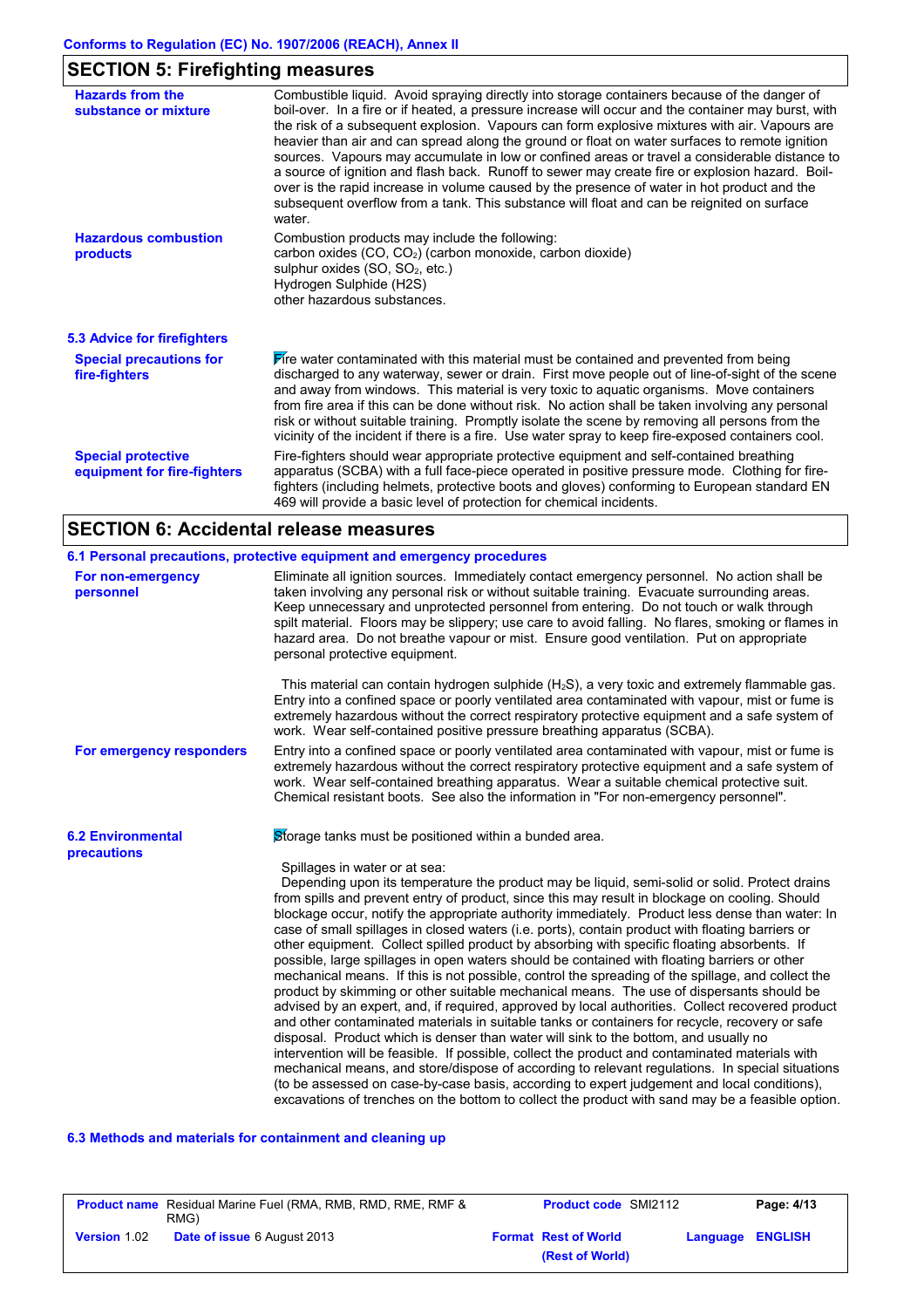## SECTION 5: Firefighting measures

| | |
|---|---|
| **Hazards from the substance or mixture** | Combustible liquid. Avoid spraying directly into storage containers because of the danger of boil-over. In a fire or if heated, a pressure increase will occur and the container may burst, with the risk of a subsequent explosion. Vapours can form explosive mixtures with air. Vapours are heavier than air and can spread along the ground or float on water surfaces to remote ignition sources. Vapours may accumulate in low or confined areas or travel a considerable distance to a source of ignition and flash back. Runoff to sewer may create fire or explosion hazard. Boil-over is the rapid increase in volume caused by the presence of water in hot product and the subsequent overflow from a tank. This substance will float and can be reignited on surface water. |
| **Hazardous combustion products** | Combustion products may include the following:<br>carbon oxides (CO, $CO_2$) (carbon monoxide, carbon dioxide)<br>sulphur oxides (SO, $SO_2$, etc.)<br>Hydrogen Sulphide (H2S)<br>other hazardous substances. |

### 5.3 Advice for firefighters

| | |
|---|---|
| **Special precautions for fire-fighters** | Fire water contaminated with this material must be contained and prevented from being discharged to any waterway, sewer or drain. First move people out of line-of-sight of the scene and away from windows. This material is very toxic to aquatic organisms. Move containers from fire area if this can be done without risk. No action shall be taken involving any personal risk or without suitable training. Promptly isolate the scene by removing all persons from the vicinity of the incident if there is a fire. Use water spray to keep fire-exposed containers cool. |
| **Special protective equipment for fire-fighters** | Fire-fighters should wear appropriate protective equipment and self-contained breathing apparatus (SCBA) with a full face-piece operated in positive pressure mode. Clothing for fire-fighters (including helmets, protective boots and gloves) conforming to European standard EN 469 will provide a basic level of protection for chemical incidents. |

## SECTION 6: Accidental release measures

### 6.1 Personal precautions, protective equipment and emergency procedures

| | |
|---|---|
| **For non-emergency personnel** | Eliminate all ignition sources. Immediately contact emergency personnel. No action shall be taken involving any personal risk or without suitable training. Evacuate surrounding areas. Keep unnecessary and unprotected personnel from entering. Do not touch or walk through spilt material. Floors may be slippery; use care to avoid falling. No flares, smoking or flames in hazard area. Do not breathe vapour or mist. Ensure good ventilation. Put on appropriate personal protective equipment.<br><br>This material can contain hydrogen sulphide ($H_2S$), a very toxic and extremely flammable gas. Entry into a confined space or poorly ventilated area contaminated with vapour, mist or fume is extremely hazardous without the correct respiratory protective equipment and a safe system of work. Wear self-contained positive pressure breathing apparatus (SCBA). |
| **For emergency responders** | Entry into a confined space or poorly ventilated area contaminated with vapour, mist or fume is extremely hazardous without the correct respiratory protective equipment and a safe system of work. Wear self-contained breathing apparatus. Wear a suitable chemical protective suit. Chemical resistant boots. See also the information in "For non-emergency personnel". |

| | |
|---|---|
| **6.2 Environmental precautions** | Storage tanks must be positioned within a bunded area.<br><br>Spillages in water or at sea:<br>Depending upon its temperature the product may be liquid, semi-solid or solid. Protect drains from spills and prevent entry of product, since this may result in blockage on cooling. Should blockage occur, notify the appropriate authority immediately. Product less dense than water: In case of small spillages in closed waters (i.e. ports), contain product with floating barriers or other equipment. Collect spilled product by absorbing with specific floating absorbents. If possible, large spillages in open waters should be contained with floating barriers or other mechanical means. If this is not possible, control the spreading of the spillage, and collect the product by skimming or other suitable mechanical means. The use of dispersants should be advised by an expert, and, if required, approved by local authorities. Collect recovered product and other contaminated materials in suitable tanks or containers for recycle, recovery or safe disposal. Product which is denser than water will sink to the bottom, and usually no intervention will be feasible. If possible, collect the product and contaminated materials with mechanical means, and store/dispose of according to relevant regulations. In special situations (to be assessed on case-by-case basis, according to expert judgement and local conditions), excavations of trenches on the bottom to collect the product with sand may be a feasible option. |

### 6.3 Methods and materials for containment and cleaning up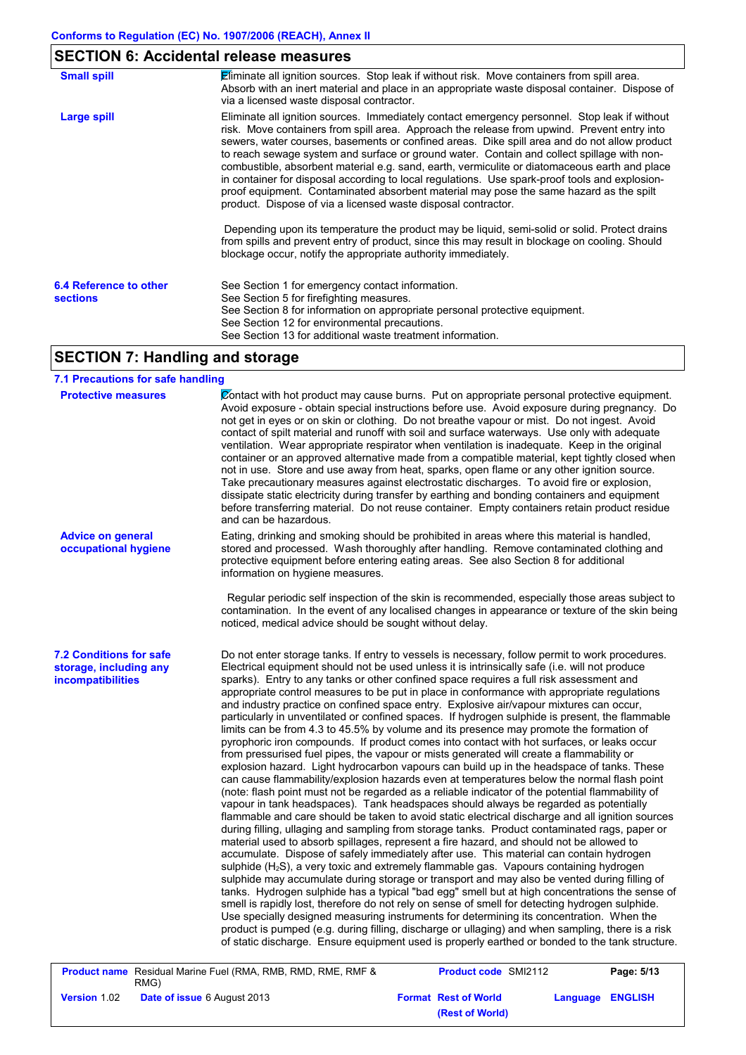## SECTION 6: Accidental release measures

**Small spill**

Eliminate all ignition sources. Stop leak if without risk. Move containers from spill area. Absorb with an inert material and place in an appropriate waste disposal container. Dispose of via a licensed waste disposal contractor.

**Large spill**

Eliminate all ignition sources. Immediately contact emergency personnel. Stop leak if without risk. Move containers from spill area. Approach the release from upwind. Prevent entry into sewers, water courses, basements or confined areas. Dike spill area and do not allow product to reach sewage system and surface or ground water. Contain and collect spillage with non-combustible, absorbent material e.g. sand, earth, vermiculite or diatomaceous earth and place in container for disposal according to local regulations. Use spark-proof tools and explosion-proof equipment. Contaminated absorbent material may pose the same hazard as the spilt product. Dispose of via a licensed waste disposal contractor.

Depending upon its temperature the product may be liquid, semi-solid or solid. Protect drains from spills and prevent entry of product, since this may result in blockage on cooling. Should blockage occur, notify the appropriate authority immediately.

### 6.4 Reference to other sections

See Section 1 for emergency contact information.
See Section 5 for firefighting measures.
See Section 8 for information on appropriate personal protective equipment.
See Section 12 for environmental precautions.
See Section 13 for additional waste treatment information.

## SECTION 7: Handling and storage

### 7.1 Precautions for safe handling

**Protective measures**

Contact with hot product may cause burns. Put on appropriate personal protective equipment. Avoid exposure - obtain special instructions before use. Avoid exposure during pregnancy. Do not get in eyes or on skin or clothing. Do not breathe vapour or mist. Do not ingest. Avoid contact of spilt material and runoff with soil and surface waterways. Use only with adequate ventilation. Wear appropriate respirator when ventilation is inadequate. Keep in the original container or an approved alternative made from a compatible material, kept tightly closed when not in use. Store and use away from heat, sparks, open flame or any other ignition source. Take precautionary measures against electrostatic discharges. To avoid fire or explosion, dissipate static electricity during transfer by earthing and bonding containers and equipment before transferring material. Do not reuse container. Empty containers retain product residue and can be hazardous.

**Advice on general occupational hygiene**

Eating, drinking and smoking should be prohibited in areas where this material is handled, stored and processed. Wash thoroughly after handling. Remove contaminated clothing and protective equipment before entering eating areas. See also Section 8 for additional information on hygiene measures.

Regular periodic self inspection of the skin is recommended, especially those areas subject to contamination. In the event of any localised changes in appearance or texture of the skin being noticed, medical advice should be sought without delay.

### 7.2 Conditions for safe storage, including any incompatibilities

Do not enter storage tanks. If entry to vessels is necessary, follow permit to work procedures. Electrical equipment should not be used unless it is intrinsically safe (i.e. will not produce sparks). Entry to any tanks or other confined space requires a full risk assessment and appropriate control measures to be put in place in conformance with appropriate regulations and industry practice on confined space entry. Explosive air/vapour mixtures can occur, particularly in unventilated or confined spaces. If hydrogen sulphide is present, the flammable limits can be from 4.3 to 45.5% by volume and its presence may promote the formation of pyrophoric iron compounds. If product comes into contact with hot surfaces, or leaks occur from pressurised fuel pipes, the vapour or mists generated will create a flammability or explosion hazard. Light hydrocarbon vapours can build up in the headspace of tanks. These can cause flammability/explosion hazards even at temperatures below the normal flash point (note: flash point must not be regarded as a reliable indicator of the potential flammability of vapour in tank headspaces). Tank headspaces should always be regarded as potentially flammable and care should be taken to avoid static electrical discharge and all ignition sources during filling, ullaging and sampling from storage tanks. Product contaminated rags, paper or material used to absorb spillages, represent a fire hazard, and should not be allowed to accumulate. Dispose of safely immediately after use. This material can contain hydrogen sulphide ($H_2S$), a very toxic and extremely flammable gas. Vapours containing hydrogen sulphide may accumulate during storage or transport and may also be vented during filling of tanks. Hydrogen sulphide has a typical "bad egg" smell but at high concentrations the sense of smell is rapidly lost, therefore do not rely on sense of smell for detecting hydrogen sulphide. Use specially designed measuring instruments for determining its concentration. When the product is pumped (e.g. during filling, discharge or ullaging) and when sampling, there is a risk of static discharge. Ensure equipment used is properly earthed or bonded to the tank structure.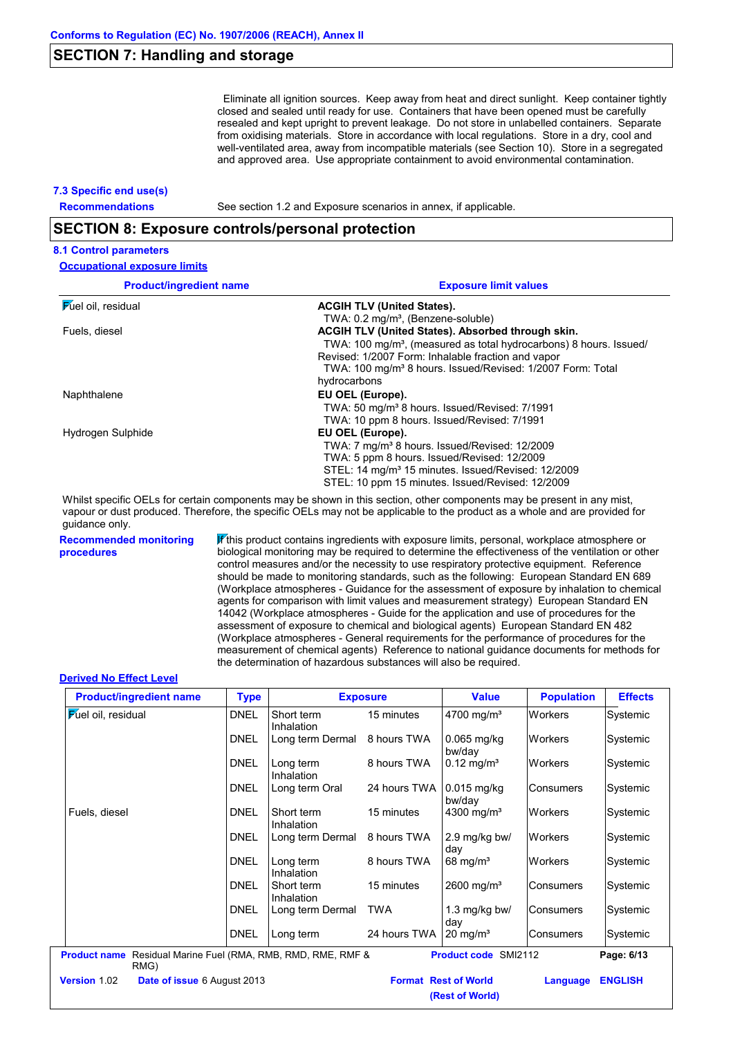## SECTION 7: Handling and storage

Eliminate all ignition sources. Keep away from heat and direct sunlight. Keep container tightly closed and sealed until ready for use. Containers that have been opened must be carefully resealed and kept upright to prevent leakage. Do not store in unlabelled containers. Separate from oxidising materials. Store in accordance with local regulations. Store in a dry, cool and well-ventilated area, away from incompatible materials (see Section 10). Store in a segregated and approved area. Use appropriate containment to avoid environmental contamination.

### 7.3 Specific end use(s)

**Recommendations** See section 1.2 and Exposure scenarios in annex, if applicable.

## SECTION 8: Exposure controls/personal protection

### 8.1 Control parameters

**Occupational exposure limits**

| Product/ingredient name | Exposure limit values |
|---|---|
| Fuel oil, residual | **ACGIH TLV (United States).**<br>TWA: 0.2 mg/m³, (Benzene-soluble) |
| Fuels, diesel | **ACGIH TLV (United States). Absorbed through skin.**<br>TWA: 100 mg/m³, (measured as total hydrocarbons) 8 hours. Issued/Revised: 1/2007 Form: Inhalable fraction and vapor<br>TWA: 100 mg/m³ 8 hours. Issued/Revised: 1/2007 Form: Total hydrocarbons |
| Naphthalene | **EU OEL (Europe).**<br>TWA: 50 mg/m³ 8 hours. Issued/Revised: 7/1991<br>TWA: 10 ppm 8 hours. Issued/Revised: 7/1991 |
| Hydrogen Sulphide | **EU OEL (Europe).**<br>TWA: 7 mg/m³ 8 hours. Issued/Revised: 12/2009<br>TWA: 5 ppm 8 hours. Issued/Revised: 12/2009<br>STEL: 14 mg/m³ 15 minutes. Issued/Revised: 12/2009<br>STEL: 10 ppm 15 minutes. Issued/Revised: 12/2009 |

Whilst specific OELs for certain components may be shown in this section, other components may be present in any mist, vapour or dust produced. Therefore, the specific OELs may not be applicable to the product as a whole and are provided for guidance only.

**Recommended monitoring procedures** If this product contains ingredients with exposure limits, personal, workplace atmosphere or biological monitoring may be required to determine the effectiveness of the ventilation or other control measures and/or the necessity to use respiratory protective equipment. Reference should be made to monitoring standards, such as the following: European Standard EN 689 (Workplace atmospheres - Guidance for the assessment of exposure by inhalation to chemical agents for comparison with limit values and measurement strategy) European Standard EN 14042 (Workplace atmospheres - Guide for the application and use of procedures for the assessment of exposure to chemical and biological agents) European Standard EN 482 (Workplace atmospheres - General requirements for the performance of procedures for the measurement of chemical agents) Reference to national guidance documents for methods for the determination of hazardous substances will also be required.

**Derived No Effect Level**

| Product/ingredient name | Type | Exposure | | Value | Population | Effects |
|---|---|---|---|---|---|---|
| Fuel oil, residual | DNEL | Short term Inhalation | 15 minutes | 4700 mg/m³ | Workers | Systemic |
| | DNEL | Long term Dermal | 8 hours TWA | 0.065 mg/kg bw/day | Workers | Systemic |
| | DNEL | Long term Inhalation | 8 hours TWA | 0.12 mg/m³ | Workers | Systemic |
| | DNEL | Long term Oral | 24 hours TWA | 0.015 mg/kg bw/day | Consumers | Systemic |
| Fuels, diesel | DNEL | Short term Inhalation | 15 minutes | 4300 mg/m³ | Workers | Systemic |
| | DNEL | Long term Dermal | 8 hours TWA | 2.9 mg/kg bw/day | Workers | Systemic |
| | DNEL | Long term Inhalation | 8 hours TWA | 68 mg/m³ | Workers | Systemic |
| | DNEL | Short term Inhalation | 15 minutes | 2600 mg/m³ | Consumers | Systemic |
| | DNEL | Long term Dermal | TWA | 1.3 mg/kg bw/day | Consumers | Systemic |
| | DNEL | Long term | 24 hours TWA | 20 mg/m³ | Consumers | Systemic |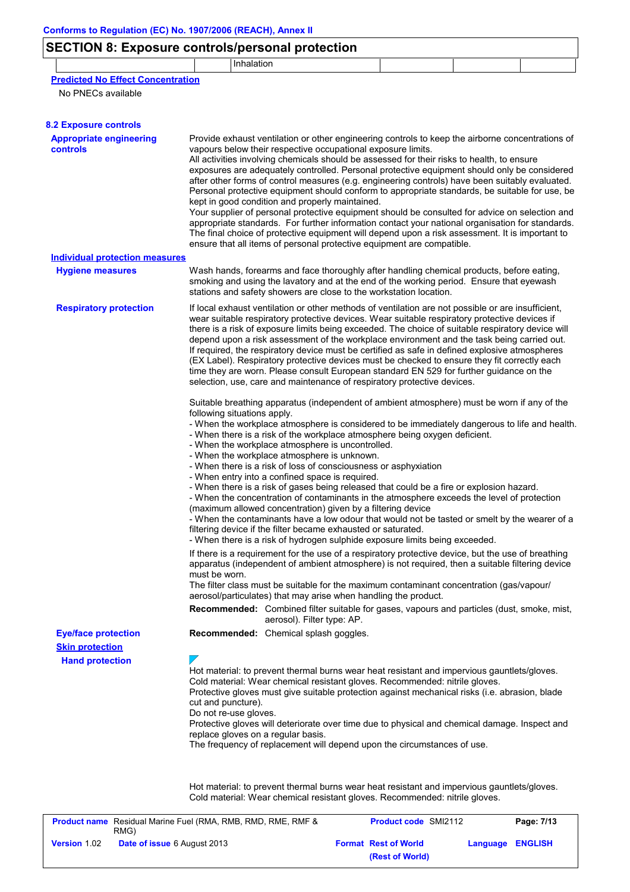## SECTION 8: Exposure controls/personal protection

| | | Inhalation | | | |
|---|---|---|---|---|---|

**Predicted No Effect Concentration**

No PNECs available

### 8.2 Exposure controls

**Appropriate engineering controls**

Provide exhaust ventilation or other engineering controls to keep the airborne concentrations of vapours below their respective occupational exposure limits.
All activities involving chemicals should be assessed for their risks to health, to ensure exposures are adequately controlled. Personal protective equipment should only be considered after other forms of control measures (e.g. engineering controls) have been suitably evaluated. Personal protective equipment should conform to appropriate standards, be suitable for use, be kept in good condition and properly maintained.
Your supplier of personal protective equipment should be consulted for advice on selection and appropriate standards. For further information contact your national organisation for standards. The final choice of protective equipment will depend upon a risk assessment. It is important to ensure that all items of personal protective equipment are compatible.

**Individual protection measures**

**Hygiene measures**

Wash hands, forearms and face thoroughly after handling chemical products, before eating, smoking and using the lavatory and at the end of the working period. Ensure that eyewash stations and safety showers are close to the workstation location.

**Respiratory protection**

If local exhaust ventilation or other methods of ventilation are not possible or are insufficient, wear suitable respiratory protective devices. Wear suitable respiratory protective devices if there is a risk of exposure limits being exceeded. The choice of suitable respiratory device will depend upon a risk assessment of the workplace environment and the task being carried out. If required, the respiratory device must be certified as safe in defined explosive atmospheres (EX Label). Respiratory protective devices must be checked to ensure they fit correctly each time they are worn. Please consult European standard EN 529 for further guidance on the selection, use, care and maintenance of respiratory protective devices.

Suitable breathing apparatus (independent of ambient atmosphere) must be worn if any of the following situations apply.
- When the workplace atmosphere is considered to be immediately dangerous to life and health.
- When there is a risk of the workplace atmosphere being oxygen deficient.
- When the workplace atmosphere is uncontrolled.
- When the workplace atmosphere is unknown.
- When there is a risk of loss of consciousness or asphyxiation
- When entry into a confined space is required.
- When there is a risk of gases being released that could be a fire or explosion hazard.
- When the concentration of contaminants in the atmosphere exceeds the level of protection (maximum allowed concentration) given by a filtering device
- When the contaminants have a low odour that would not be tasted or smelt by the wearer of a filtering device if the filter became exhausted or saturated.
- When there is a risk of hydrogen sulphide exposure limits being exceeded.

If there is a requirement for the use of a respiratory protective device, but the use of breathing apparatus (independent of ambient atmosphere) is not required, then a suitable filtering device must be worn.
The filter class must be suitable for the maximum contaminant concentration (gas/vapour/aerosol/particulates) that may arise when handling the product.

**Recommended:** Combined filter suitable for gases, vapours and particles (dust, smoke, mist, aerosol). Filter type: AP.

**Eye/face protection**

**Recommended:** Chemical splash goggles.

**Skin protection**

**Hand protection**

Hot material: to prevent thermal burns wear heat resistant and impervious gauntlets/gloves.
Cold material: Wear chemical resistant gloves. Recommended: nitrile gloves.
Protective gloves must give suitable protection against mechanical risks (i.e. abrasion, blade cut and puncture).
Do not re-use gloves.
Protective gloves will deteriorate over time due to physical and chemical damage. Inspect and replace gloves on a regular basis.
The frequency of replacement will depend upon the circumstances of use.

Hot material: to prevent thermal burns wear heat resistant and impervious gauntlets/gloves.
Cold material: Wear chemical resistant gloves. Recommended: nitrile gloves.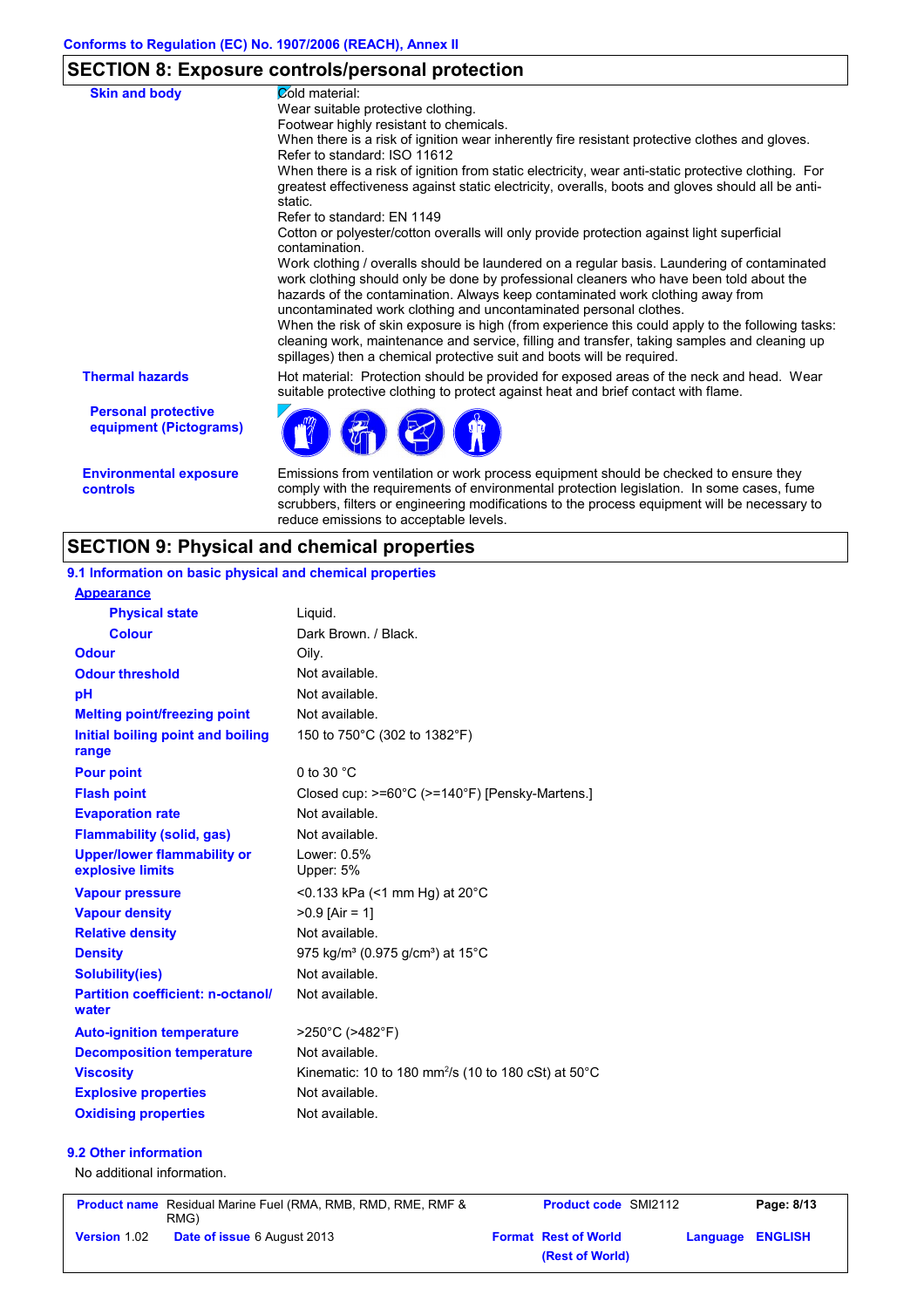Conforms to Regulation (EC) No. 1907/2006 (REACH), Annex II

## SECTION 8: Exposure controls/personal protection

| | |
|---|---|
| **Skin and body** | Cold material:<br>Wear suitable protective clothing.<br>Footwear highly resistant to chemicals.<br>When there is a risk of ignition wear inherently fire resistant protective clothes and gloves.<br>Refer to standard: ISO 11612<br>When there is a risk of ignition from static electricity, wear anti-static protective clothing. For greatest effectiveness against static electricity, overalls, boots and gloves should all be anti-static.<br>Refer to standard: EN 1149<br>Cotton or polyester/cotton overalls will only provide protection against light superficial contamination.<br>Work clothing / overalls should be laundered on a regular basis. Laundering of contaminated work clothing should only be done by professional cleaners who have been told about the hazards of the contamination. Always keep contaminated work clothing away from uncontaminated work clothing and uncontaminated personal clothes.<br>When the risk of skin exposure is high (from experience this could apply to the following tasks: cleaning work, maintenance and service, filling and transfer, taking samples and cleaning up spillages) then a chemical protective suit and boots will be required. |
| **Thermal hazards** | Hot material: Protection should be provided for exposed areas of the neck and head. Wear suitable protective clothing to protect against heat and brief contact with flame. |
| **Personal protective equipment (Pictograms)** | |
| **Environmental exposure controls** | Emissions from ventilation or work process equipment should be checked to ensure they comply with the requirements of environmental protection legislation. In some cases, fume scrubbers, filters or engineering modifications to the process equipment will be necessary to reduce emissions to acceptable levels. |

## SECTION 9: Physical and chemical properties

### 9.1 Information on basic physical and chemical properties

| | |
|---|---|
| **Appearance** | |
| **Physical state** | Liquid. |
| **Colour** | Dark Brown. / Black. |
| **Odour** | Oily. |
| **Odour threshold** | Not available. |
| **pH** | Not available. |
| **Melting point/freezing point** | Not available. |
| **Initial boiling point and boiling range** | 150 to 750°C (302 to 1382°F) |
| **Pour point** | 0 to 30 °C |
| **Flash point** | Closed cup: >=60°C (>=140°F) [Pensky-Martens.] |
| **Evaporation rate** | Not available. |
| **Flammability (solid, gas)** | Not available. |
| **Upper/lower flammability or explosive limits** | Lower: 0.5%<br>Upper: 5% |
| **Vapour pressure** | <0.133 kPa (<1 mm Hg) at 20°C |
| **Vapour density** | >0.9 [Air = 1] |
| **Relative density** | Not available. |
| **Density** | 975 kg/m³ (0.975 g/cm³) at 15°C |
| **Solubility(ies)** | Not available. |
| **Partition coefficient: n-octanol/water** | Not available. |
| **Auto-ignition temperature** | >250°C (>482°F) |
| **Decomposition temperature** | Not available. |
| **Viscosity** | Kinematic: 10 to 180 mm²/s (10 to 180 cSt) at 50°C |
| **Explosive properties** | Not available. |
| **Oxidising properties** | Not available. |

### 9.2 Other information

No additional information.

| | | | |
|---|---|---|---|
| **Product name** Residual Marine Fuel (RMA, RMB, RMD, RME, RMF & RMG) | | **Product code** SMI2112 | |
| **Version** 1.02 | **Date of issue** 6 August 2013 | **Format** Rest of World (Rest of World) | **Language** ENGLISH |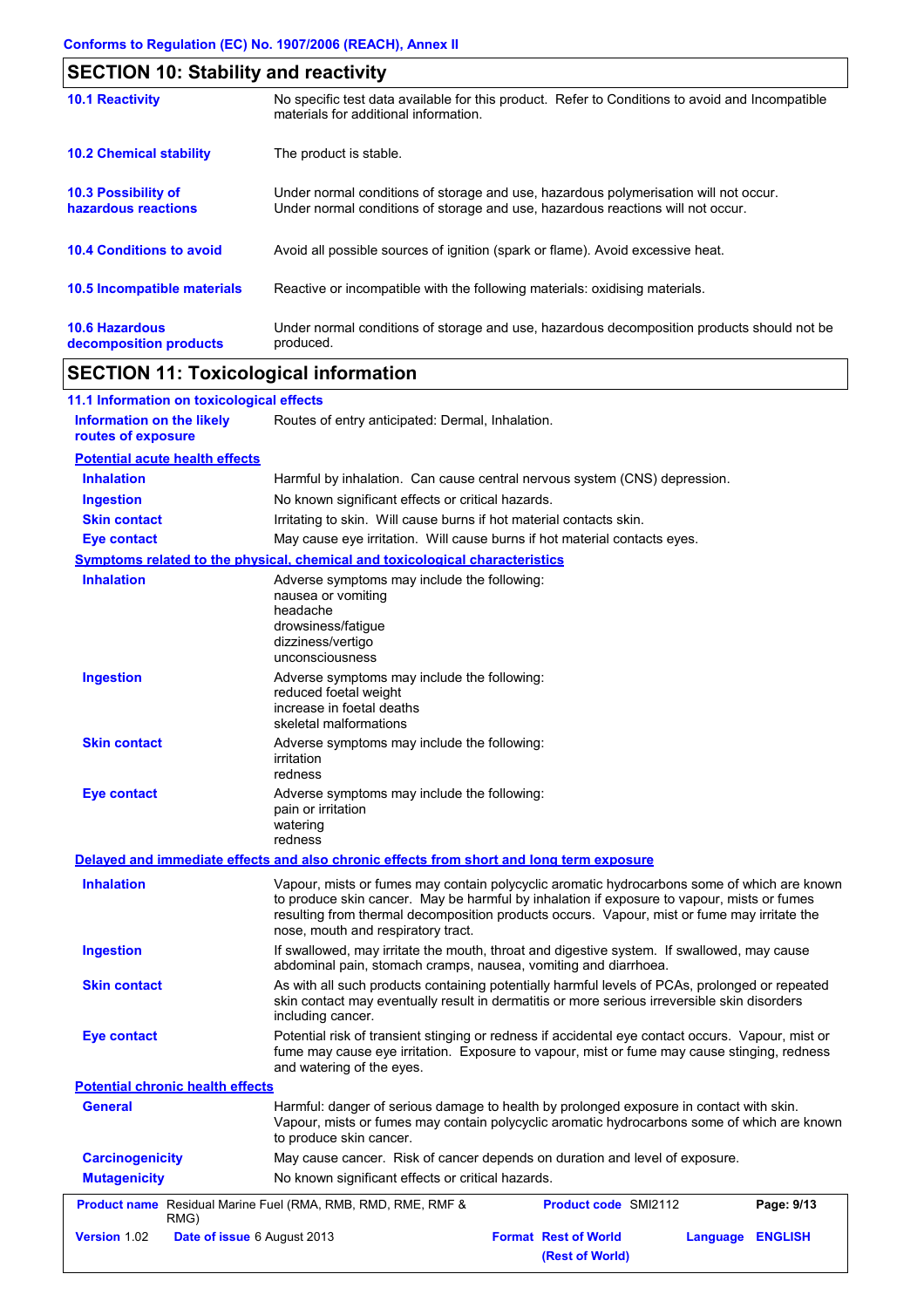## SECTION 10: Stability and reactivity

**10.1 Reactivity**

No specific test data available for this product. Refer to Conditions to avoid and Incompatible materials for additional information.

**10.2 Chemical stability**

The product is stable.

**10.3 Possibility of hazardous reactions**

Under normal conditions of storage and use, hazardous polymerisation will not occur.
Under normal conditions of storage and use, hazardous reactions will not occur.

**10.4 Conditions to avoid**

Avoid all possible sources of ignition (spark or flame). Avoid excessive heat.

**10.5 Incompatible materials**

Reactive or incompatible with the following materials: oxidising materials.

**10.6 Hazardous decomposition products**

Under normal conditions of storage and use, hazardous decomposition products should not be produced.

## SECTION 11: Toxicological information

### 11.1 Information on toxicological effects

**Information on the likely routes of exposure**: Routes of entry anticipated: Dermal, Inhalation.

**Potential acute health effects**

**Inhalation**: Harmful by inhalation. Can cause central nervous system (CNS) depression.

**Ingestion**: No known significant effects or critical hazards.

**Skin contact**: Irritating to skin. Will cause burns if hot material contacts skin.

**Eye contact**: May cause eye irritation. Will cause burns if hot material contacts eyes.

**Symptoms related to the physical, chemical and toxicological characteristics**

**Inhalation**: Adverse symptoms may include the following:
nausea or vomiting
headache
drowsiness/fatigue
dizziness/vertigo
unconsciousness

**Ingestion**: Adverse symptoms may include the following:
reduced foetal weight
increase in foetal deaths
skeletal malformations

**Skin contact**: Adverse symptoms may include the following:
irritation
redness

**Eye contact**: Adverse symptoms may include the following:
pain or irritation
watering
redness

**Delayed and immediate effects and also chronic effects from short and long term exposure**

**Inhalation**: Vapour, mists or fumes may contain polycyclic aromatic hydrocarbons some of which are known to produce skin cancer. May be harmful by inhalation if exposure to vapour, mists or fumes resulting from thermal decomposition products occurs. Vapour, mist or fume may irritate the nose, mouth and respiratory tract.

**Ingestion**: If swallowed, may irritate the mouth, throat and digestive system. If swallowed, may cause abdominal pain, stomach cramps, nausea, vomiting and diarrhoea.

**Skin contact**: As with all such products containing potentially harmful levels of PCAs, prolonged or repeated skin contact may eventually result in dermatitis or more serious irreversible skin disorders including cancer.

**Eye contact**: Potential risk of transient stinging or redness if accidental eye contact occurs. Vapour, mist or fume may cause eye irritation. Exposure to vapour, mist or fume may cause stinging, redness and watering of the eyes.

**Potential chronic health effects**

**General**: Harmful: danger of serious damage to health by prolonged exposure in contact with skin. Vapour, mists or fumes may contain polycyclic aromatic hydrocarbons some of which are known to produce skin cancer.

**Carcinogenicity**: May cause cancer. Risk of cancer depends on duration and level of exposure.

**Mutagenicity**: No known significant effects or critical hazards.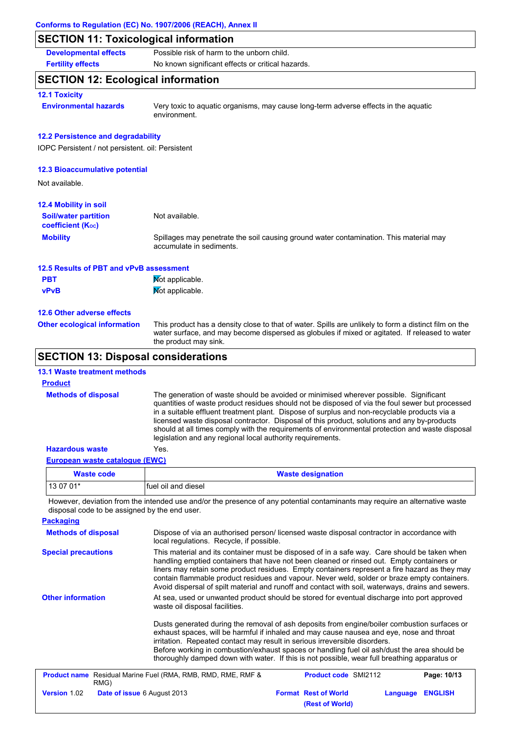## SECTION 11: Toxicological information

**Developmental effects** Possible risk of harm to the unborn child.

**Fertility effects** No known significant effects or critical hazards.

## SECTION 12: Ecological information

### 12.1 Toxicity

**Environmental hazards** Very toxic to aquatic organisms, may cause long-term adverse effects in the aquatic environment.

### 12.2 Persistence and degradability

IOPC Persistent / not persistent. oil: Persistent

### 12.3 Bioaccumulative potential

Not available.

### 12.4 Mobility in soil

**Soil/water partition coefficient ($K_{OC}$)** Not available.

**Mobility** Spillages may penetrate the soil causing ground water contamination. This material may accumulate in sediments.

### 12.5 Results of PBT and vPvB assessment

**PBT** Not applicable.

**vPvB** Not applicable.

### 12.6 Other adverse effects

**Other ecological information** This product has a density close to that of water. Spills are unlikely to form a distinct film on the water surface, and may become dispersed as globules if mixed or agitated. If released to water the product may sink.

## SECTION 13: Disposal considerations

### 13.1 Waste treatment methods

**Product**

**Methods of disposal** The generation of waste should be avoided or minimised wherever possible. Significant quantities of waste product residues should not be disposed of via the foul sewer but processed in a suitable effluent treatment plant. Dispose of surplus and non-recyclable products via a licensed waste disposal contractor. Disposal of this product, solutions and any by-products should at all times comply with the requirements of environmental protection and waste disposal legislation and any regional local authority requirements.

**Hazardous waste** Yes.

**European waste catalogue (EWC)**

| Waste code | Waste designation |
|---|---|
| 13 07 01* | fuel oil and diesel |

However, deviation from the intended use and/or the presence of any potential contaminants may require an alternative waste disposal code to be assigned by the end user.

**Packaging**

**Methods of disposal** Dispose of via an authorised person/ licensed waste disposal contractor in accordance with local regulations. Recycle, if possible.

**Special precautions** This material and its container must be disposed of in a safe way. Care should be taken when handling emptied containers that have not been cleaned or rinsed out. Empty containers or liners may retain some product residues. Empty containers represent a fire hazard as they may contain flammable product residues and vapour. Never weld, solder or braze empty containers. Avoid dispersal of spilt material and runoff and contact with soil, waterways, drains and sewers.

**Other information** At sea, used or unwanted product should be stored for eventual discharge into port approved waste oil disposal facilities.

Dusts generated during the removal of ash deposits from engine/boiler combustion surfaces or exhaust spaces, will be harmful if inhaled and may cause nausea and eye, nose and throat irritation. Repeated contact may result in serious irreversible disorders.
Before working in combustion/exhaust spaces or handling fuel oil ash/dust the area should be thoroughly damped down with water. If this is not possible, wear full breathing apparatus or

| | | | |
|---|---|---|---|
| **Product name** Residual Marine Fuel (RMA, RMB, RMD, RME, RMF & RMG) | | **Product code** SMI2112 | |
| **Version** 1.02 | **Date of issue** 6 August 2013 | **Format** Rest of World (Rest of World) | **Language** ENGLISH |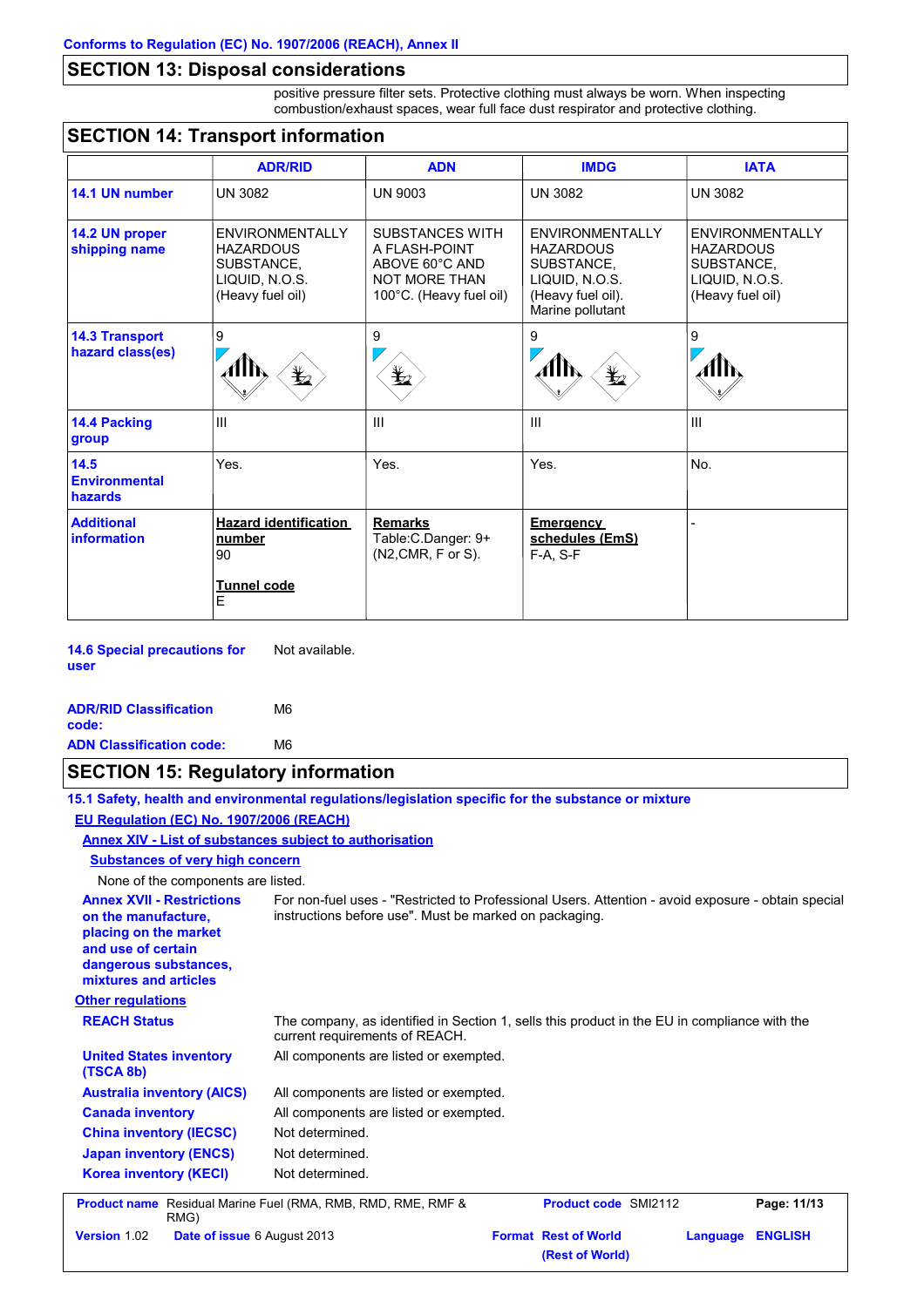## SECTION 13: Disposal considerations

positive pressure filter sets. Protective clothing must always be worn. When inspecting combustion/exhaust spaces, wear full face dust respirator and protective clothing.

## SECTION 14: Transport information

| | ADR/RID | ADN | IMDG | IATA |
|---|---|---|---|---|
| **14.1 UN number** | UN 3082 | UN 9003 | UN 3082 | UN 3082 |
| **14.2 UN proper shipping name** | ENVIRONMENTALLY HAZARDOUS SUBSTANCE, LIQUID, N.O.S. (Heavy fuel oil) | SUBSTANCES WITH A FLASH-POINT ABOVE 60°C AND NOT MORE THAN 100°C. (Heavy fuel oil) | ENVIRONMENTALLY HAZARDOUS SUBSTANCE, LIQUID, N.O.S. (Heavy fuel oil). Marine pollutant | ENVIRONMENTALLY HAZARDOUS SUBSTANCE, LIQUID, N.O.S. (Heavy fuel oil) |
| **14.3 Transport hazard class(es)** | 9 | 9 | 9 | 9 |
| **14.4 Packing group** | III | III | III | III |
| **14.5 Environmental hazards** | Yes. | Yes. | Yes. | No. |
| **Additional information** | **Hazard identification number** 90 **Tunnel code** E | **Remarks** Table:C.Danger: 9+ (N2,CMR, F or S). | **Emergency schedules (EmS)** F-A, S-F | - |

**14.6 Special precautions for user**: Not available.

**ADR/RID Classification code:** M6

**ADN Classification code:** M6

## SECTION 15: Regulatory information

**15.1 Safety, health and environmental regulations/legislation specific for the substance or mixture**

**EU Regulation (EC) No. 1907/2006 (REACH)**

**Annex XIV - List of substances subject to authorisation**

**Substances of very high concern**

None of the components are listed.

**Annex XVII - Restrictions on the manufacture, placing on the market and use of certain dangerous substances, mixtures and articles**: For non-fuel uses - "Restricted to Professional Users. Attention - avoid exposure - obtain special instructions before use". Must be marked on packaging.

**Other regulations**

**REACH Status**: The company, as identified in Section 1, sells this product in the EU in compliance with the current requirements of REACH.

**United States inventory (TSCA 8b)**: All components are listed or exempted.

**Australia inventory (AICS)**: All components are listed or exempted.

**Canada inventory**: All components are listed or exempted.

**China inventory (IECSC)**: Not determined.

**Japan inventory (ENCS)**: Not determined.

**Korea inventory (KECI)**: Not determined.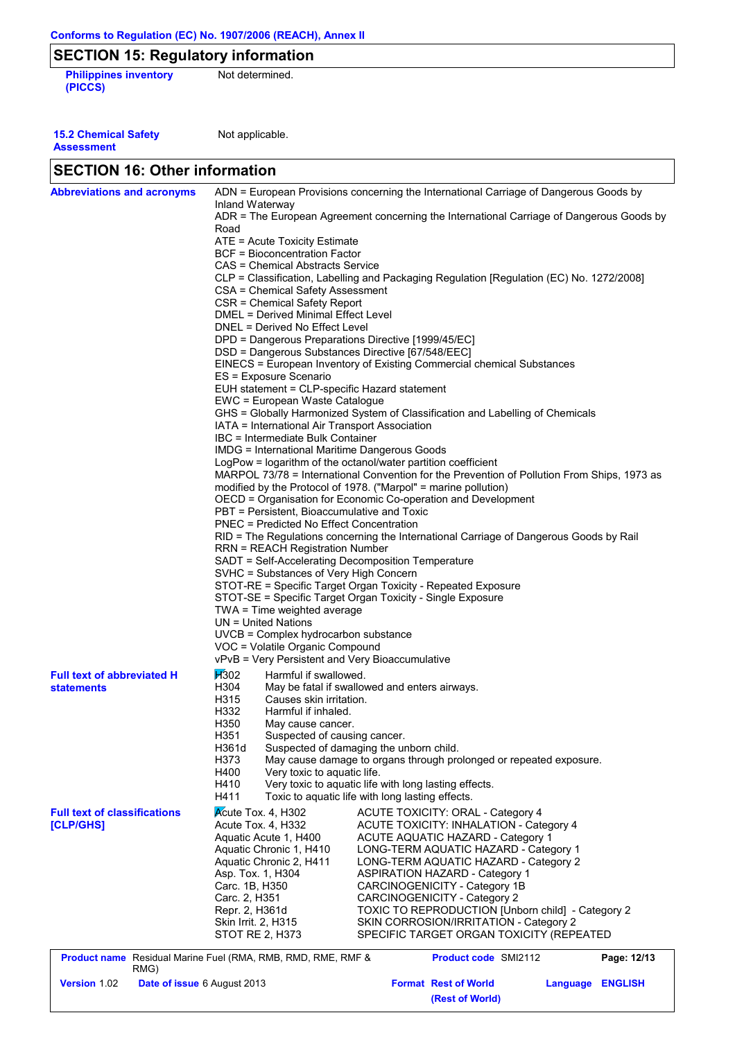Conforms to Regulation (EC) No. 1907/2006 (REACH), Annex II

## SECTION 15: Regulatory information

**Philippines inventory (PICCS)**: Not determined.

**15.2 Chemical Safety Assessment**: Not applicable.

## SECTION 16: Other information

**Abbreviations and acronyms**

ADN = European Provisions concerning the International Carriage of Dangerous Goods by Inland Waterway
ADR = The European Agreement concerning the International Carriage of Dangerous Goods by Road
ATE = Acute Toxicity Estimate
BCF = Bioconcentration Factor
CAS = Chemical Abstracts Service
CLP = Classification, Labelling and Packaging Regulation [Regulation (EC) No. 1272/2008]
CSA = Chemical Safety Assessment
CSR = Chemical Safety Report
DMEL = Derived Minimal Effect Level
DNEL = Derived No Effect Level
DPD = Dangerous Preparations Directive [1999/45/EC]
DSD = Dangerous Substances Directive [67/548/EEC]
EINECS = European Inventory of Existing Commercial chemical Substances
ES = Exposure Scenario
EUH statement = CLP-specific Hazard statement
EWC = European Waste Catalogue
GHS = Globally Harmonized System of Classification and Labelling of Chemicals
IATA = International Air Transport Association
IBC = Intermediate Bulk Container
IMDG = International Maritime Dangerous Goods
LogPow = logarithm of the octanol/water partition coefficient
MARPOL 73/78 = International Convention for the Prevention of Pollution From Ships, 1973 as modified by the Protocol of 1978. ("Marpol" = marine pollution)
OECD = Organisation for Economic Co-operation and Development
PBT = Persistent, Bioaccumulative and Toxic
PNEC = Predicted No Effect Concentration
RID = The Regulations concerning the International Carriage of Dangerous Goods by Rail
RRN = REACH Registration Number
SADT = Self-Accelerating Decomposition Temperature
SVHC = Substances of Very High Concern
STOT-RE = Specific Target Organ Toxicity - Repeated Exposure
STOT-SE = Specific Target Organ Toxicity - Single Exposure
TWA = Time weighted average
UN = United Nations
UVCB = Complex hydrocarbon substance
VOC = Volatile Organic Compound
vPvB = Very Persistent and Very Bioaccumulative

**Full text of abbreviated H statements**

| | |
|---|---|
| H302 | Harmful if swallowed. |
| H304 | May be fatal if swallowed and enters airways. |
| H315 | Causes skin irritation. |
| H332 | Harmful if inhaled. |
| H350 | May cause cancer. |
| H351 | Suspected of causing cancer. |
| H361d | Suspected of damaging the unborn child. |
| H373 | May cause damage to organs through prolonged or repeated exposure. |
| H400 | Very toxic to aquatic life. |
| H410 | Very toxic to aquatic life with long lasting effects. |
| H411 | Toxic to aquatic life with long lasting effects. |

**Full text of classifications [CLP/GHS]**

| | |
|---|---|
| Acute Tox. 4, H302 | ACUTE TOXICITY: ORAL - Category 4 |
| Acute Tox. 4, H332 | ACUTE TOXICITY: INHALATION - Category 4 |
| Aquatic Acute 1, H400 | ACUTE AQUATIC HAZARD - Category 1 |
| Aquatic Chronic 1, H410 | LONG-TERM AQUATIC HAZARD - Category 1 |
| Aquatic Chronic 2, H411 | LONG-TERM AQUATIC HAZARD - Category 2 |
| Asp. Tox. 1, H304 | ASPIRATION HAZARD - Category 1 |
| Carc. 1B, H350 | CARCINOGENICITY - Category 1B |
| Carc. 2, H351 | CARCINOGENICITY - Category 2 |
| Repr. 2, H361d | TOXIC TO REPRODUCTION [Unborn child] - Category 2 |
| Skin Irrit. 2, H315 | SKIN CORROSION/IRRITATION - Category 2 |
| STOT RE 2, H373 | SPECIFIC TARGET ORGAN TOXICITY (REPEATED |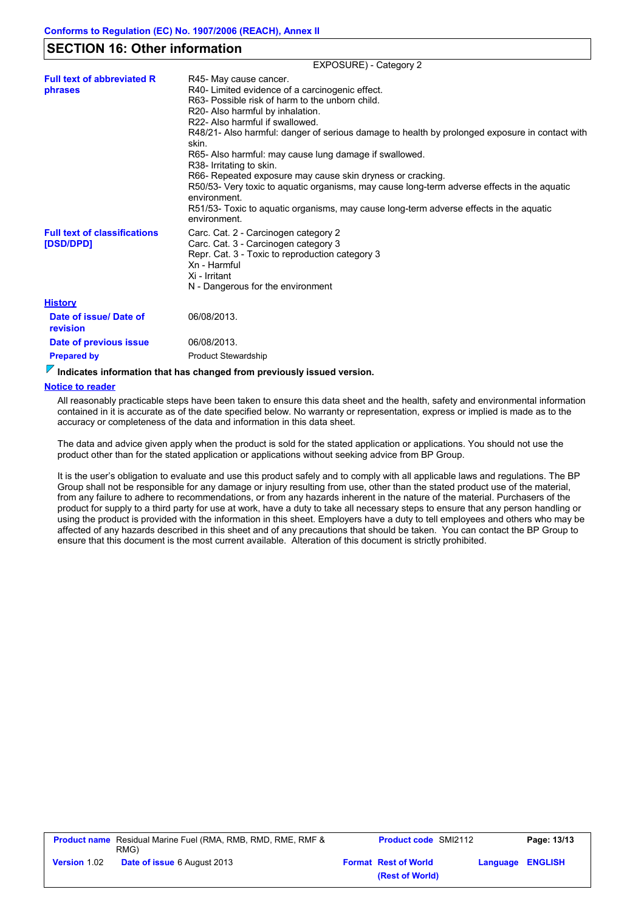## SECTION 16: Other information

EXPOSURE) - Category 2

| | |
|---|---|
| **Full text of abbreviated R phrases** | R45- May cause cancer.<br>R40- Limited evidence of a carcinogenic effect.<br>R63- Possible risk of harm to the unborn child.<br>R20- Also harmful by inhalation.<br>R22- Also harmful if swallowed.<br>R48/21- Also harmful: danger of serious damage to health by prolonged exposure in contact with skin.<br>R65- Also harmful: may cause lung damage if swallowed.<br>R38- Irritating to skin.<br>R66- Repeated exposure may cause skin dryness or cracking.<br>R50/53- Very toxic to aquatic organisms, may cause long-term adverse effects in the aquatic environment.<br>R51/53- Toxic to aquatic organisms, may cause long-term adverse effects in the aquatic environment. |
| **Full text of classifications [DSD/DPD]** | Carc. Cat. 2 - Carcinogen category 2<br>Carc. Cat. 3 - Carcinogen category 3<br>Repr. Cat. 3 - Toxic to reproduction category 3<br>Xn - Harmful<br>Xi - Irritant<br>N - Dangerous for the environment |

**History**

| | |
|---|---|
| **Date of issue/ Date of revision** | 06/08/2013. |
| **Date of previous issue** | 06/08/2013. |
| **Prepared by** | Product Stewardship |

**Indicates information that has changed from previously issued version.**

**Notice to reader**

All reasonably practicable steps have been taken to ensure this data sheet and the health, safety and environmental information contained in it is accurate as of the date specified below. No warranty or representation, express or implied is made as to the accuracy or completeness of the data and information in this data sheet.

The data and advice given apply when the product is sold for the stated application or applications. You should not use the product other than for the stated application or applications without seeking advice from BP Group.

It is the user's obligation to evaluate and use this product safely and to comply with all applicable laws and regulations. The BP Group shall not be responsible for any damage or injury resulting from use, other than the stated product use of the material, from any failure to adhere to recommendations, or from any hazards inherent in the nature of the material. Purchasers of the product for supply to a third party for use at work, have a duty to take all necessary steps to ensure that any person handling or using the product is provided with the information in this sheet. Employers have a duty to tell employees and others who may be affected of any hazards described in this sheet and of any precautions that should be taken. You can contact the BP Group to ensure that this document is the most current available. Alteration of this document is strictly prohibited.